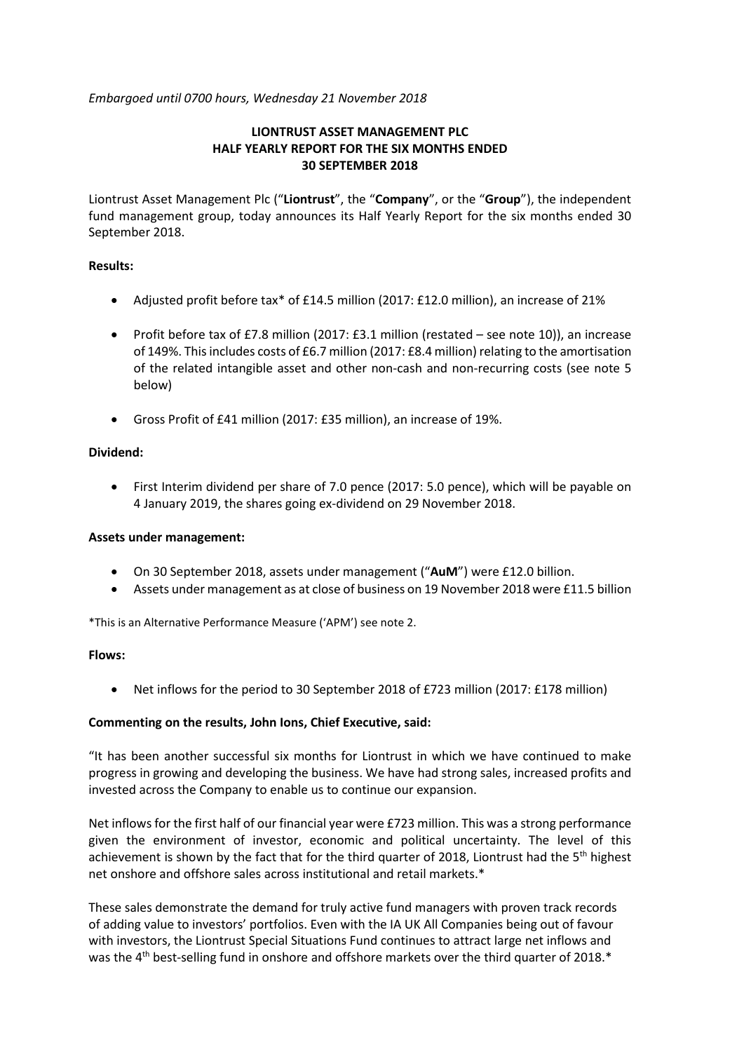*Embargoed until 0700 hours, Wednesday 21 November 2018*

# LIONTRUST ASSET MANAGEMENT PLC
# HALF YEARLY REPORT FOR THE SIX MONTHS ENDED 30 SEPTEMBER 2018

Liontrust Asset Management Plc ("**Liontrust**", the "**Company**", or the "**Group**"), the independent fund management group, today announces its Half Yearly Report for the six months ended 30 September 2018.

**Results:**

- Adjusted profit before tax* of £14.5 million (2017: £12.0 million), an increase of 21%
- Profit before tax of £7.8 million (2017: £3.1 million (restated – see note 10)), an increase of 149%. This includes costs of £6.7 million (2017: £8.4 million) relating to the amortisation of the related intangible asset and other non-cash and non-recurring costs (see note 5 below)
- Gross Profit of £41 million (2017: £35 million), an increase of 19%.

**Dividend:**

- First Interim dividend per share of 7.0 pence (2017: 5.0 pence), which will be payable on 4 January 2019, the shares going ex-dividend on 29 November 2018.

**Assets under management:**

- On 30 September 2018, assets under management ("**AuM**") were £12.0 billion.
- Assets under management as at close of business on 19 November 2018 were £11.5 billion

*This is an Alternative Performance Measure ('APM') see note 2.

**Flows:**

- Net inflows for the period to 30 September 2018 of £723 million (2017: £178 million)

**Commenting on the results, John Ions, Chief Executive, said:**

"It has been another successful six months for Liontrust in which we have continued to make progress in growing and developing the business. We have had strong sales, increased profits and invested across the Company to enable us to continue our expansion.

Net inflows for the first half of our financial year were £723 million. This was a strong performance given the environment of investor, economic and political uncertainty. The level of this achievement is shown by the fact that for the third quarter of 2018, Liontrust had the 5th highest net onshore and offshore sales across institutional and retail markets.*

These sales demonstrate the demand for truly active fund managers with proven track records of adding value to investors' portfolios. Even with the IA UK All Companies being out of favour with investors, the Liontrust Special Situations Fund continues to attract large net inflows and was the 4th best-selling fund in onshore and offshore markets over the third quarter of 2018.*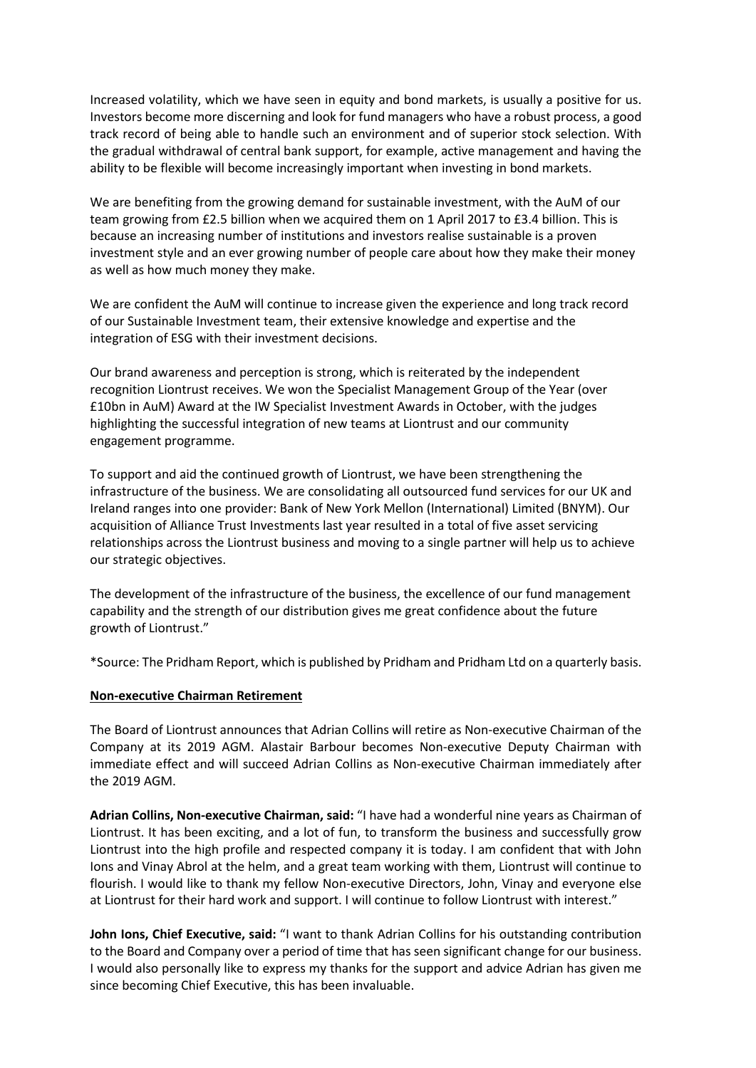Increased volatility, which we have seen in equity and bond markets, is usually a positive for us. Investors become more discerning and look for fund managers who have a robust process, a good track record of being able to handle such an environment and of superior stock selection. With the gradual withdrawal of central bank support, for example, active management and having the ability to be flexible will become increasingly important when investing in bond markets.

We are benefiting from the growing demand for sustainable investment, with the AuM of our team growing from £2.5 billion when we acquired them on 1 April 2017 to £3.4 billion. This is because an increasing number of institutions and investors realise sustainable is a proven investment style and an ever growing number of people care about how they make their money as well as how much money they make.

We are confident the AuM will continue to increase given the experience and long track record of our Sustainable Investment team, their extensive knowledge and expertise and the integration of ESG with their investment decisions.

Our brand awareness and perception is strong, which is reiterated by the independent recognition Liontrust receives. We won the Specialist Management Group of the Year (over £10bn in AuM) Award at the IW Specialist Investment Awards in October, with the judges highlighting the successful integration of new teams at Liontrust and our community engagement programme.

To support and aid the continued growth of Liontrust, we have been strengthening the infrastructure of the business. We are consolidating all outsourced fund services for our UK and Ireland ranges into one provider: Bank of New York Mellon (International) Limited (BNYM). Our acquisition of Alliance Trust Investments last year resulted in a total of five asset servicing relationships across the Liontrust business and moving to a single partner will help us to achieve our strategic objectives.

The development of the infrastructure of the business, the excellence of our fund management capability and the strength of our distribution gives me great confidence about the future growth of Liontrust."

*Source: The Pridham Report, which is published by Pridham and Pridham Ltd on a quarterly basis.

**Non-executive Chairman Retirement**

The Board of Liontrust announces that Adrian Collins will retire as Non-executive Chairman of the Company at its 2019 AGM. Alastair Barbour becomes Non-executive Deputy Chairman with immediate effect and will succeed Adrian Collins as Non-executive Chairman immediately after the 2019 AGM.

**Adrian Collins, Non-executive Chairman, said:** "I have had a wonderful nine years as Chairman of Liontrust. It has been exciting, and a lot of fun, to transform the business and successfully grow Liontrust into the high profile and respected company it is today. I am confident that with John Ions and Vinay Abrol at the helm, and a great team working with them, Liontrust will continue to flourish. I would like to thank my fellow Non-executive Directors, John, Vinay and everyone else at Liontrust for their hard work and support. I will continue to follow Liontrust with interest."

**John Ions, Chief Executive, said:** "I want to thank Adrian Collins for his outstanding contribution to the Board and Company over a period of time that has seen significant change for our business. I would also personally like to express my thanks for the support and advice Adrian has given me since becoming Chief Executive, this has been invaluable.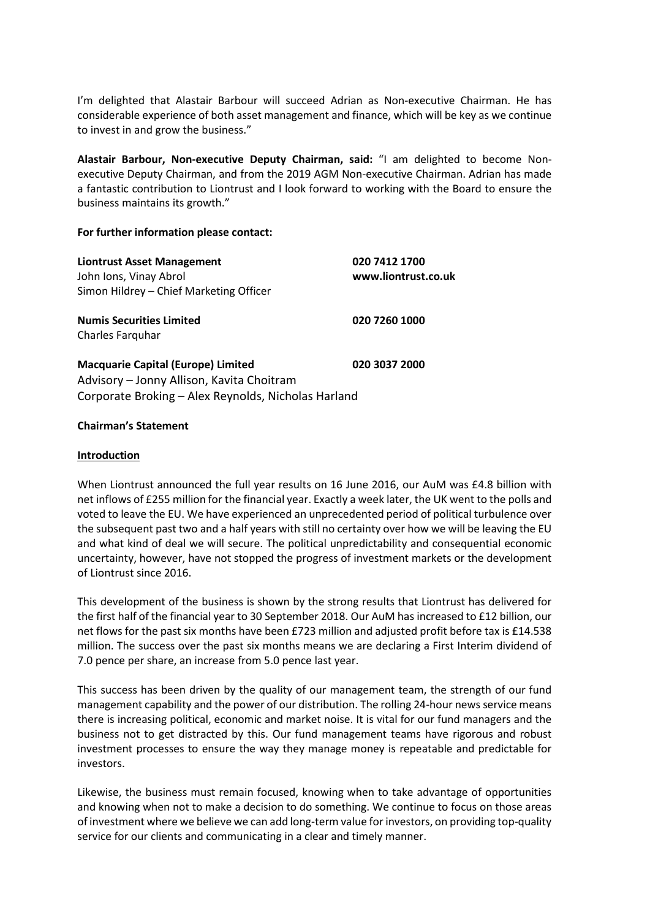I'm delighted that Alastair Barbour will succeed Adrian as Non-executive Chairman. He has considerable experience of both asset management and finance, which will be key as we continue to invest in and grow the business."

**Alastair Barbour, Non-executive Deputy Chairman, said:** "I am delighted to become Non-executive Deputy Chairman, and from the 2019 AGM Non-executive Chairman. Adrian has made a fantastic contribution to Liontrust and I look forward to working with the Board to ensure the business maintains its growth."

**For further information please contact:**

| | |
|---|---|
| **Liontrust Asset Management** | **020 7412 1700** |
| John Ions, Vinay Abrol | **www.liontrust.co.uk** |
| Simon Hildrey – Chief Marketing Officer | |
| **Numis Securities Limited** | **020 7260 1000** |
| Charles Farquhar | |
| **Macquarie Capital (Europe) Limited** | **020 3037 2000** |
| Advisory – Jonny Allison, Kavita Choitram | |
| Corporate Broking – Alex Reynolds, Nicholas Harland | |

**Chairman's Statement**

**Introduction**

When Liontrust announced the full year results on 16 June 2016, our AuM was £4.8 billion with net inflows of £255 million for the financial year. Exactly a week later, the UK went to the polls and voted to leave the EU. We have experienced an unprecedented period of political turbulence over the subsequent past two and a half years with still no certainty over how we will be leaving the EU and what kind of deal we will secure. The political unpredictability and consequential economic uncertainty, however, have not stopped the progress of investment markets or the development of Liontrust since 2016.

This development of the business is shown by the strong results that Liontrust has delivered for the first half of the financial year to 30 September 2018. Our AuM has increased to £12 billion, our net flows for the past six months have been £723 million and adjusted profit before tax is £14.538 million. The success over the past six months means we are declaring a First Interim dividend of 7.0 pence per share, an increase from 5.0 pence last year.

This success has been driven by the quality of our management team, the strength of our fund management capability and the power of our distribution. The rolling 24-hour news service means there is increasing political, economic and market noise. It is vital for our fund managers and the business not to get distracted by this. Our fund management teams have rigorous and robust investment processes to ensure the way they manage money is repeatable and predictable for investors.

Likewise, the business must remain focused, knowing when to take advantage of opportunities and knowing when not to make a decision to do something. We continue to focus on those areas of investment where we believe we can add long-term value for investors, on providing top-quality service for our clients and communicating in a clear and timely manner.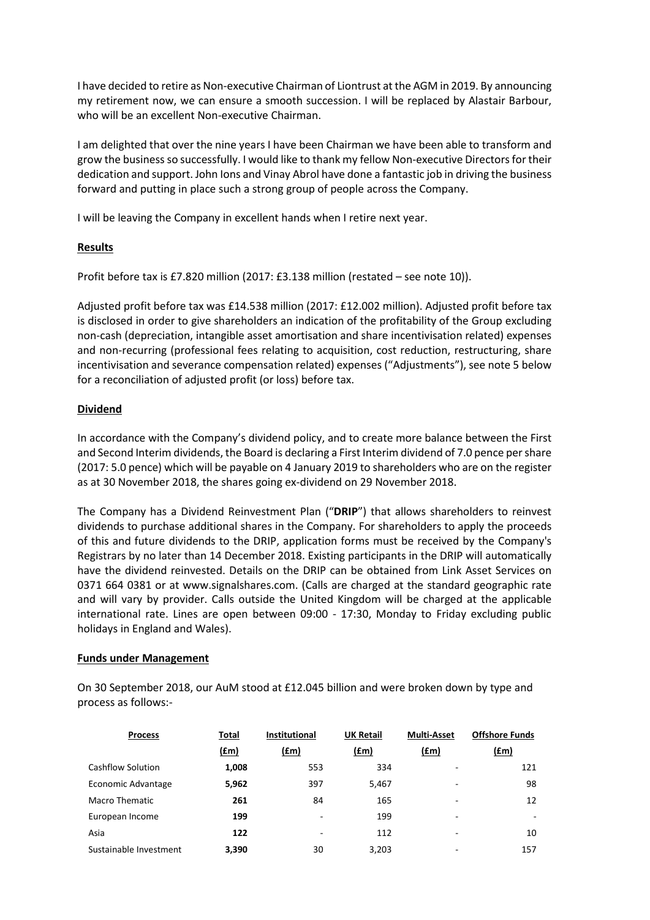I have decided to retire as Non-executive Chairman of Liontrust at the AGM in 2019. By announcing my retirement now, we can ensure a smooth succession. I will be replaced by Alastair Barbour, who will be an excellent Non-executive Chairman.

I am delighted that over the nine years I have been Chairman we have been able to transform and grow the business so successfully. I would like to thank my fellow Non-executive Directors for their dedication and support. John Ions and Vinay Abrol have done a fantastic job in driving the business forward and putting in place such a strong group of people across the Company.

I will be leaving the Company in excellent hands when I retire next year.

**Results**

Profit before tax is £7.820 million (2017: £3.138 million (restated – see note 10)).

Adjusted profit before tax was £14.538 million (2017: £12.002 million). Adjusted profit before tax is disclosed in order to give shareholders an indication of the profitability of the Group excluding non-cash (depreciation, intangible asset amortisation and share incentivisation related) expenses and non-recurring (professional fees relating to acquisition, cost reduction, restructuring, share incentivisation and severance compensation related) expenses ("Adjustments"), see note 5 below for a reconciliation of adjusted profit (or loss) before tax.

**Dividend**

In accordance with the Company's dividend policy, and to create more balance between the First and Second Interim dividends, the Board is declaring a First Interim dividend of 7.0 pence per share (2017: 5.0 pence) which will be payable on 4 January 2019 to shareholders who are on the register as at 30 November 2018, the shares going ex-dividend on 29 November 2018.

The Company has a Dividend Reinvestment Plan ("**DRIP**") that allows shareholders to reinvest dividends to purchase additional shares in the Company. For shareholders to apply the proceeds of this and future dividends to the DRIP, application forms must be received by the Company's Registrars by no later than 14 December 2018. Existing participants in the DRIP will automatically have the dividend reinvested. Details on the DRIP can be obtained from Link Asset Services on 0371 664 0381 or at www.signalshares.com. (Calls are charged at the standard geographic rate and will vary by provider. Calls outside the United Kingdom will be charged at the applicable international rate. Lines are open between 09:00 - 17:30, Monday to Friday excluding public holidays in England and Wales).

**Funds under Management**

On 30 September 2018, our AuM stood at £12.045 billion and were broken down by type and process as follows:-

| Process | Total (£m) | Institutional (£m) | UK Retail (£m) | Multi-Asset (£m) | Offshore Funds (£m) |
|---|---|---|---|---|---|
| Cashflow Solution | **1,008** | 553 | 334 | - | 121 |
| Economic Advantage | **5,962** | 397 | 5,467 | - | 98 |
| Macro Thematic | **261** | 84 | 165 | - | 12 |
| European Income | **199** | - | 199 | - | - |
| Asia | **122** | - | 112 | - | 10 |
| Sustainable Investment | **3,390** | 30 | 3,203 | - | 157 |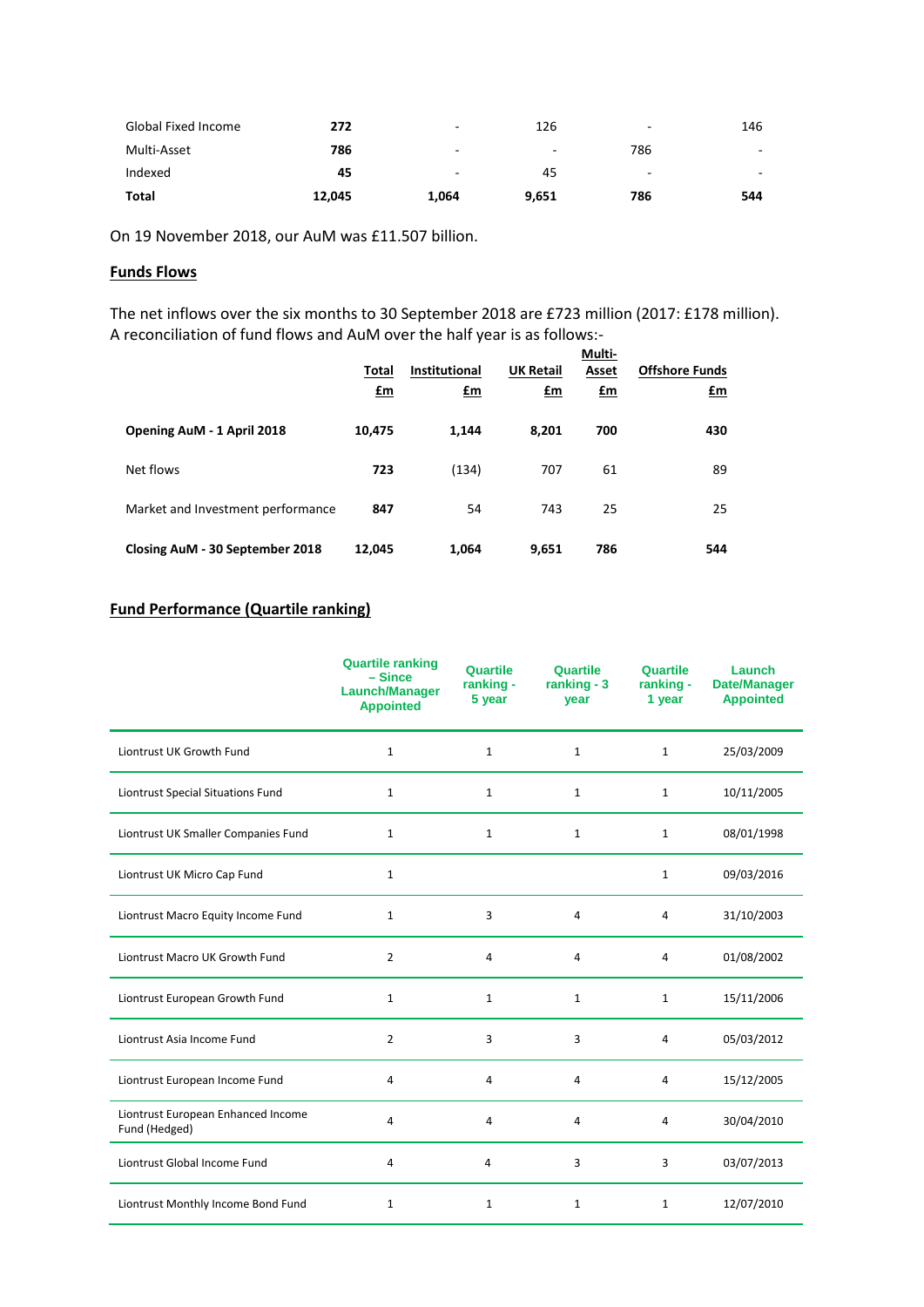| | | | | | |
|---|---|---|---|---|---|
| Global Fixed Income | **272** | - | 126 | - | 146 |
| Multi-Asset | **786** | - | - | 786 | - |
| Indexed | **45** | - | 45 | - | - |
| **Total** | **12,045** | **1,064** | **9,651** | **786** | **544** |

On 19 November 2018, our AuM was £11.507 billion.

## Funds Flows

The net inflows over the six months to 30 September 2018 are £723 million (2017: £178 million). A reconciliation of fund flows and AuM over the half year is as follows:-

| | Total £m | Institutional £m | UK Retail £m | Multi-Asset £m | Offshore Funds £m |
|---|---|---|---|---|---|
| **Opening AuM - 1 April 2018** | **10,475** | **1,144** | **8,201** | **700** | **430** |
| Net flows | **723** | (134) | 707 | 61 | 89 |
| Market and Investment performance | **847** | 54 | 743 | 25 | 25 |
| **Closing AuM - 30 September 2018** | **12,045** | **1,064** | **9,651** | **786** | **544** |

## Fund Performance (Quartile ranking)

| | Quartile ranking – Since Launch/Manager Appointed | Quartile ranking - 5 year | Quartile ranking - 3 year | Quartile ranking - 1 year | Launch Date/Manager Appointed |
|---|---|---|---|---|---|
| Liontrust UK Growth Fund | 1 | 1 | 1 | 1 | 25/03/2009 |
| Liontrust Special Situations Fund | 1 | 1 | 1 | 1 | 10/11/2005 |
| Liontrust UK Smaller Companies Fund | 1 | 1 | 1 | 1 | 08/01/1998 |
| Liontrust UK Micro Cap Fund | 1 | | | 1 | 09/03/2016 |
| Liontrust Macro Equity Income Fund | 1 | 3 | 4 | 4 | 31/10/2003 |
| Liontrust Macro UK Growth Fund | 2 | 4 | 4 | 4 | 01/08/2002 |
| Liontrust European Growth Fund | 1 | 1 | 1 | 1 | 15/11/2006 |
| Liontrust Asia Income Fund | 2 | 3 | 3 | 4 | 05/03/2012 |
| Liontrust European Income Fund | 4 | 4 | 4 | 4 | 15/12/2005 |
| Liontrust European Enhanced Income Fund (Hedged) | 4 | 4 | 4 | 4 | 30/04/2010 |
| Liontrust Global Income Fund | 4 | 4 | 3 | 3 | 03/07/2013 |
| Liontrust Monthly Income Bond Fund | 1 | 1 | 1 | 1 | 12/07/2010 |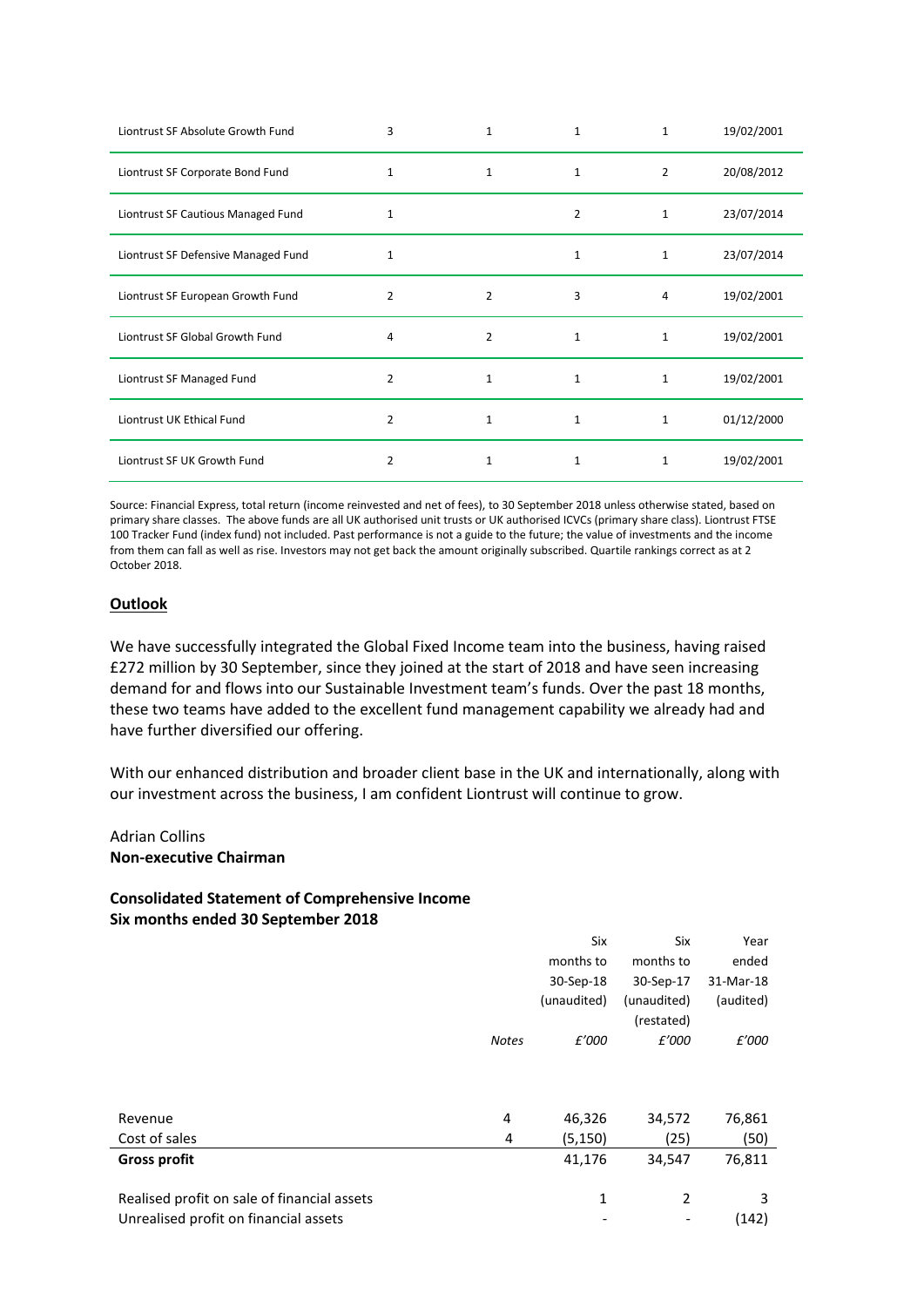| | | | | | |
|---|---|---|---|---|---|
| Liontrust SF Absolute Growth Fund | 3 | 1 | 1 | 1 | 19/02/2001 |
| Liontrust SF Corporate Bond Fund | 1 | 1 | 1 | 2 | 20/08/2012 |
| Liontrust SF Cautious Managed Fund | 1 | | 2 | 1 | 23/07/2014 |
| Liontrust SF Defensive Managed Fund | 1 | | 1 | 1 | 23/07/2014 |
| Liontrust SF European Growth Fund | 2 | 2 | 3 | 4 | 19/02/2001 |
| Liontrust SF Global Growth Fund | 4 | 2 | 1 | 1 | 19/02/2001 |
| Liontrust SF Managed Fund | 2 | 1 | 1 | 1 | 19/02/2001 |
| Liontrust UK Ethical Fund | 2 | 1 | 1 | 1 | 01/12/2000 |
| Liontrust SF UK Growth Fund | 2 | 1 | 1 | 1 | 19/02/2001 |

Source: Financial Express, total return (income reinvested and net of fees), to 30 September 2018 unless otherwise stated, based on primary share classes. The above funds are all UK authorised unit trusts or UK authorised ICVCs (primary share class). Liontrust FTSE 100 Tracker Fund (index fund) not included. Past performance is not a guide to the future; the value of investments and the income from them can fall as well as rise. Investors may not get back the amount originally subscribed. Quartile rankings correct as at 2 October 2018.

**Outlook**

We have successfully integrated the Global Fixed Income team into the business, having raised £272 million by 30 September, since they joined at the start of 2018 and have seen increasing demand for and flows into our Sustainable Investment team's funds. Over the past 18 months, these two teams have added to the excellent fund management capability we already had and have further diversified our offering.

With our enhanced distribution and broader client base in the UK and internationally, along with our investment across the business, I am confident Liontrust will continue to grow.

Adrian Collins
**Non-executive Chairman**

**Consolidated Statement of Comprehensive Income**
**Six months ended 30 September 2018**

| | Notes | Six months to 30-Sep-18 (unaudited) £'000 | Six months to 30-Sep-17 (unaudited) (restated) £'000 | Year ended 31-Mar-18 (audited) £'000 |
|---|---|---|---|---|
| Revenue | 4 | 46,326 | 34,572 | 76,861 |
| Cost of sales | 4 | (5,150) | (25) | (50) |
| **Gross profit** | | 41,176 | 34,547 | 76,811 |
| Realised profit on sale of financial assets | | 1 | 2 | 3 |
| Unrealised profit on financial assets | | - | - | (142) |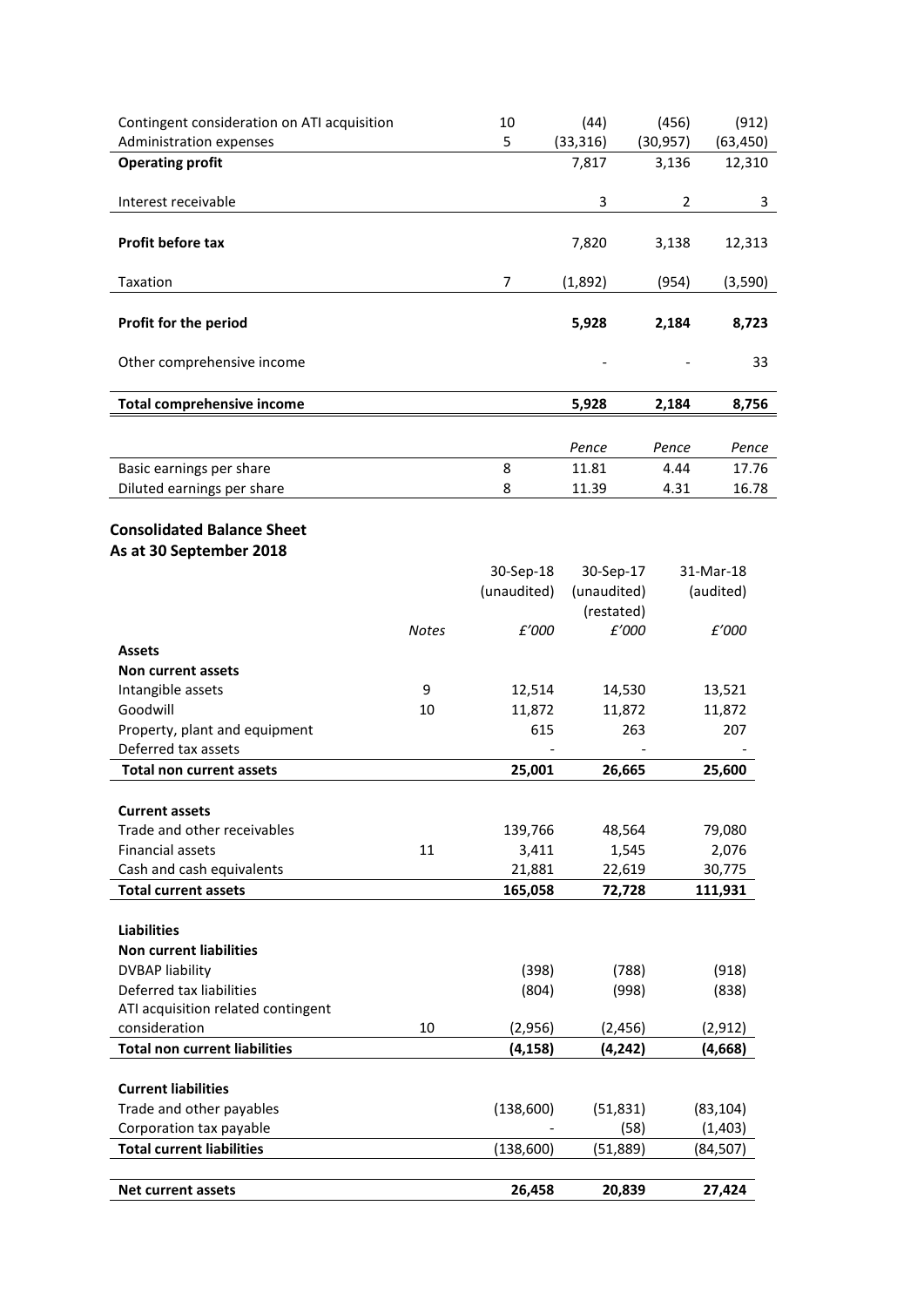| | | | | |
|---|---|---|---|---|
| Contingent consideration on ATI acquisition | 10 | (44) | (456) | (912) |
| Administration expenses | 5 | (33,316) | (30,957) | (63,450) |
| **Operating profit** | | 7,817 | 3,136 | 12,310 |
| Interest receivable | | 3 | 2 | 3 |
| **Profit before tax** | | 7,820 | 3,138 | 12,313 |
| Taxation | 7 | (1,892) | (954) | (3,590) |
| **Profit for the period** | | **5,928** | **2,184** | **8,723** |
| Other comprehensive income | | - | - | 33 |
| **Total comprehensive income** | | **5,928** | **2,184** | **8,756** |
| | | *Pence* | *Pence* | *Pence* |
| Basic earnings per share | 8 | 11.81 | 4.44 | 17.76 |
| Diluted earnings per share | 8 | 11.39 | 4.31 | 16.78 |

## Consolidated Balance Sheet
## As at 30 September 2018

| | *Notes* | 30-Sep-18 (unaudited) £'000 | 30-Sep-17 (unaudited) (restated) £'000 | 31-Mar-18 (audited) £'000 |
|---|---|---|---|---|
| **Assets** | | | | |
| **Non current assets** | | | | |
| Intangible assets | 9 | 12,514 | 14,530 | 13,521 |
| Goodwill | 10 | 11,872 | 11,872 | 11,872 |
| Property, plant and equipment | | 615 | 263 | 207 |
| Deferred tax assets | | - | - | - |
| **Total non current assets** | | **25,001** | **26,665** | **25,600** |
| **Current assets** | | | | |
| Trade and other receivables | | 139,766 | 48,564 | 79,080 |
| Financial assets | 11 | 3,411 | 1,545 | 2,076 |
| Cash and cash equivalents | | 21,881 | 22,619 | 30,775 |
| **Total current assets** | | **165,058** | **72,728** | **111,931** |
| **Liabilities** | | | | |
| **Non current liabilities** | | | | |
| DVBAP liability | | (398) | (788) | (918) |
| Deferred tax liabilities | | (804) | (998) | (838) |
| ATI acquisition related contingent consideration | 10 | (2,956) | (2,456) | (2,912) |
| **Total non current liabilities** | | **(4,158)** | **(4,242)** | **(4,668)** |
| **Current liabilities** | | | | |
| Trade and other payables | | (138,600) | (51,831) | (83,104) |
| Corporation tax payable | | - | (58) | (1,403) |
| **Total current liabilities** | | (138,600) | (51,889) | (84,507) |
| **Net current assets** | | **26,458** | **20,839** | **27,424** |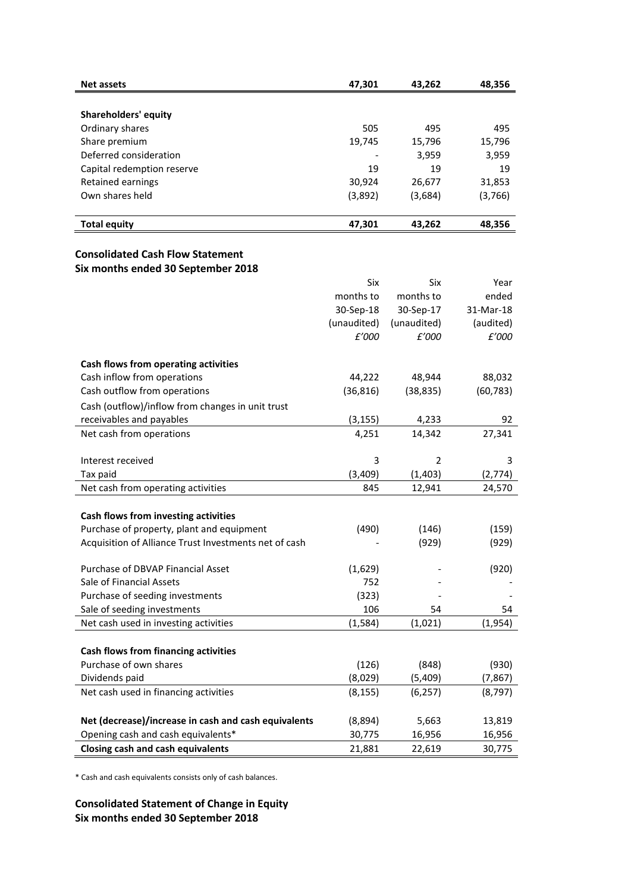| | | | |
|---|---|---|---|
| **Net assets** | **47,301** | **43,262** | **48,356** |
| | | | |
| **Shareholders' equity** | | | |
| Ordinary shares | 505 | 495 | 495 |
| Share premium | 19,745 | 15,796 | 15,796 |
| Deferred consideration | - | 3,959 | 3,959 |
| Capital redemption reserve | 19 | 19 | 19 |
| Retained earnings | 30,924 | 26,677 | 31,853 |
| Own shares held | (3,892) | (3,684) | (3,766) |
| | | | |
| **Total equity** | **47,301** | **43,262** | **48,356** |

## Consolidated Cash Flow Statement
## Six months ended 30 September 2018

| | Six months to 30-Sep-18 (unaudited) *£'000* | Six months to 30-Sep-17 (unaudited) *£'000* | Year ended 31-Mar-18 (audited) *£'000* |
|---|---|---|---|
| **Cash flows from operating activities** | | | |
| Cash inflow from operations | 44,222 | 48,944 | 88,032 |
| Cash outflow from operations | (36,816) | (38,835) | (60,783) |
| Cash (outflow)/inflow from changes in unit trust receivables and payables | (3,155) | 4,233 | 92 |
| Net cash from operations | 4,251 | 14,342 | 27,341 |
| | | | |
| Interest received | 3 | 2 | 3 |
| Tax paid | (3,409) | (1,403) | (2,774) |
| Net cash from operating activities | 845 | 12,941 | 24,570 |
| | | | |
| **Cash flows from investing activities** | | | |
| Purchase of property, plant and equipment | (490) | (146) | (159) |
| Acquisition of Alliance Trust Investments net of cash | - | (929) | (929) |
| | | | |
| Purchase of DBVAP Financial Asset | (1,629) | - | (920) |
| Sale of Financial Assets | 752 | - | - |
| Purchase of seeding investments | (323) | - | - |
| Sale of seeding investments | 106 | 54 | 54 |
| Net cash used in investing activities | (1,584) | (1,021) | (1,954) |
| | | | |
| **Cash flows from financing activities** | | | |
| Purchase of own shares | (126) | (848) | (930) |
| Dividends paid | (8,029) | (5,409) | (7,867) |
| Net cash used in financing activities | (8,155) | (6,257) | (8,797) |
| | | | |
| **Net (decrease)/increase in cash and cash equivalents** | (8,894) | 5,663 | 13,819 |
| Opening cash and cash equivalents* | 30,775 | 16,956 | 16,956 |
| **Closing cash and cash equivalents** | 21,881 | 22,619 | 30,775 |

* Cash and cash equivalents consists only of cash balances.

## Consolidated Statement of Change in Equity
## Six months ended 30 September 2018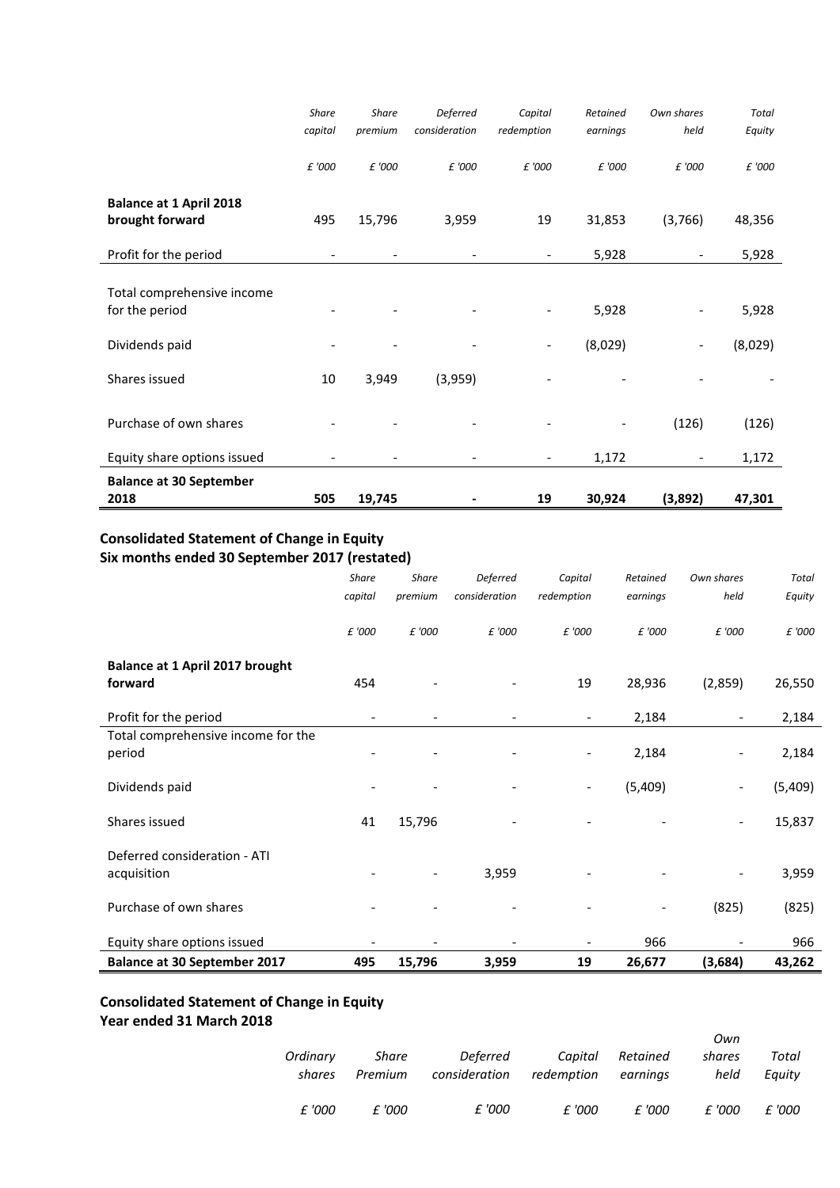| | Share capital | Share premium | Deferred consideration | Capital redemption | Retained earnings | Own shares held | Total Equity |
|---|---|---|---|---|---|---|---|
| | £ '000 | £ '000 | £ '000 | £ '000 | £ '000 | £ '000 | £ '000 |
| **Balance at 1 April 2018 brought forward** | 495 | 15,796 | 3,959 | 19 | 31,853 | (3,766) | 48,356 |
| Profit for the period | - | - | - | - | 5,928 | - | 5,928 |
| Total comprehensive income for the period | - | - | - | - | 5,928 | - | 5,928 |
| Dividends paid | - | - | - | - | (8,029) | - | (8,029) |
| Shares issued | 10 | 3,949 | (3,959) | - | - | - | - |
| Purchase of own shares | - | - | - | - | - | (126) | (126) |
| Equity share options issued | - | - | - | - | 1,172 | - | 1,172 |
| **Balance at 30 September 2018** | **505** | **19,745** | **-** | **19** | **30,924** | **(3,892)** | **47,301** |

## Consolidated Statement of Change in Equity
## Six months ended 30 September 2017 (restated)

| | Share capital | Share premium | Deferred consideration | Capital redemption | Retained earnings | Own shares held | Total Equity |
|---|---|---|---|---|---|---|---|
| | £ '000 | £ '000 | £ '000 | £ '000 | £ '000 | £ '000 | £ '000 |
| **Balance at 1 April 2017 brought forward** | 454 | - | - | 19 | 28,936 | (2,859) | 26,550 |
| Profit for the period | - | - | - | - | 2,184 | - | 2,184 |
| Total comprehensive income for the period | - | - | - | - | 2,184 | - | 2,184 |
| Dividends paid | - | - | - | - | (5,409) | - | (5,409) |
| Shares issued | 41 | 15,796 | - | - | - | - | 15,837 |
| Deferred consideration - ATI acquisition | - | - | 3,959 | - | - | - | 3,959 |
| Purchase of own shares | - | - | - | - | - | (825) | (825) |
| Equity share options issued | - | - | - | - | 966 | - | 966 |
| **Balance at 30 September 2017** | **495** | **15,796** | **3,959** | **19** | **26,677** | **(3,684)** | **43,262** |

## Consolidated Statement of Change in Equity
## Year ended 31 March 2018

| | Ordinary shares | Share Premium | Deferred consideration | Capital redemption | Retained earnings | Own shares held | Total Equity |
|---|---|---|---|---|---|---|---|
| | £ '000 | £ '000 | £ '000 | £ '000 | £ '000 | £ '000 | £ '000 |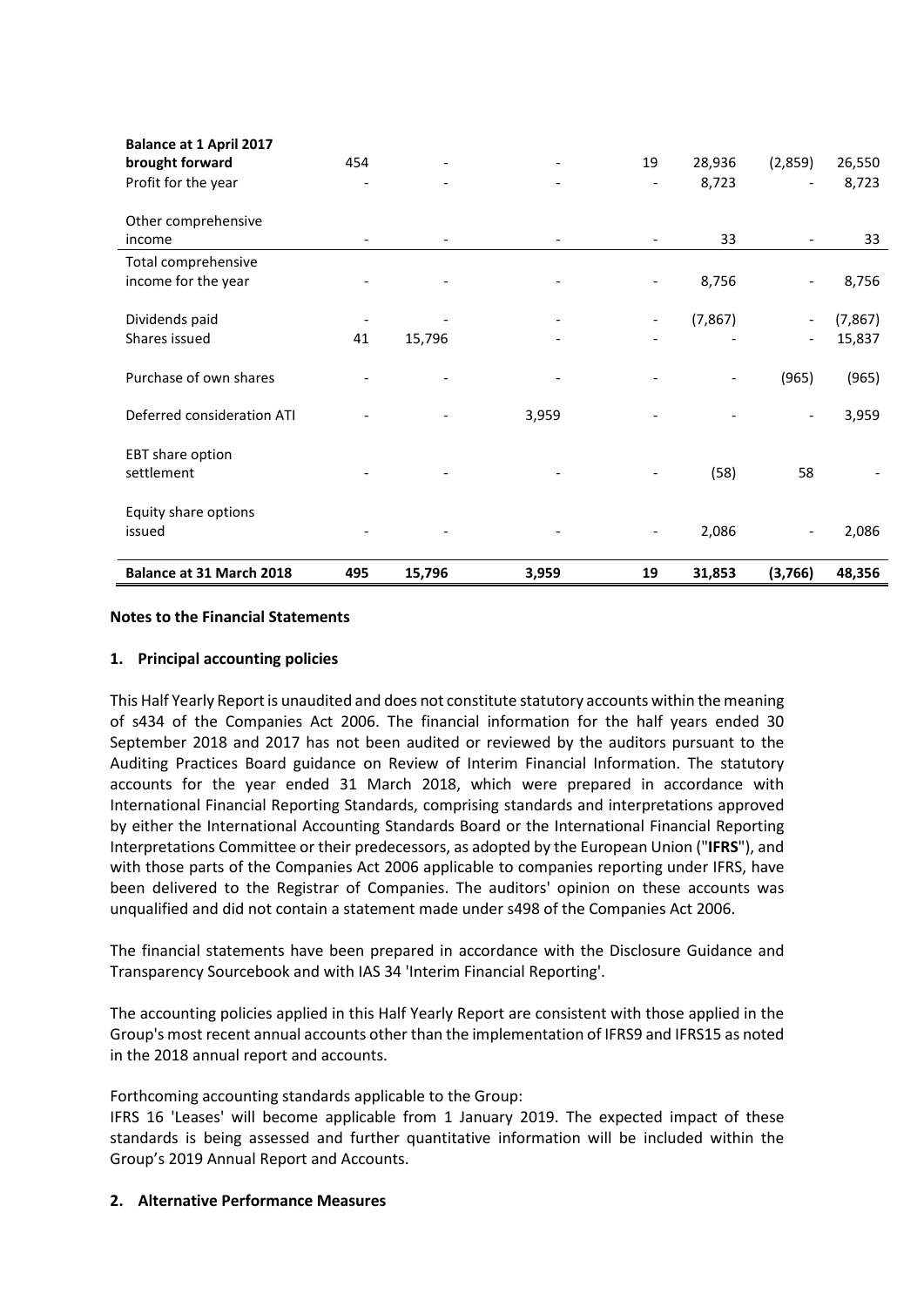| | | | | | | | |
|---|---|---|---|---|---|---|---|
| **Balance at 1 April 2017 brought forward** | 454 | - | - | 19 | 28,936 | (2,859) | 26,550 |
| Profit for the year | - | - | - | - | 8,723 | - | 8,723 |
| Other comprehensive income | - | - | - | - | 33 | - | 33 |
| Total comprehensive income for the year | - | - | - | - | 8,756 | - | 8,756 |
| Dividends paid | - | - | - | - | (7,867) | - | (7,867) |
| Shares issued | 41 | 15,796 | - | - | - | - | 15,837 |
| Purchase of own shares | - | - | - | - | - | (965) | (965) |
| Deferred consideration ATI | - | - | 3,959 | - | - | - | 3,959 |
| EBT share option settlement | - | - | - | - | (58) | 58 | - |
| Equity share options issued | - | - | - | - | 2,086 | - | 2,086 |
| **Balance at 31 March 2018** | **495** | **15,796** | **3,959** | **19** | **31,853** | **(3,766)** | **48,356** |

**Notes to the Financial Statements**

**1. Principal accounting policies**

This Half Yearly Report is unaudited and does not constitute statutory accounts within the meaning of s434 of the Companies Act 2006. The financial information for the half years ended 30 September 2018 and 2017 has not been audited or reviewed by the auditors pursuant to the Auditing Practices Board guidance on Review of Interim Financial Information. The statutory accounts for the year ended 31 March 2018, which were prepared in accordance with International Financial Reporting Standards, comprising standards and interpretations approved by either the International Accounting Standards Board or the International Financial Reporting Interpretations Committee or their predecessors, as adopted by the European Union ("**IFRS**"), and with those parts of the Companies Act 2006 applicable to companies reporting under IFRS, have been delivered to the Registrar of Companies. The auditors' opinion on these accounts was unqualified and did not contain a statement made under s498 of the Companies Act 2006.

The financial statements have been prepared in accordance with the Disclosure Guidance and Transparency Sourcebook and with IAS 34 'Interim Financial Reporting'.

The accounting policies applied in this Half Yearly Report are consistent with those applied in the Group's most recent annual accounts other than the implementation of IFRS9 and IFRS15 as noted in the 2018 annual report and accounts.

Forthcoming accounting standards applicable to the Group:
IFRS 16 'Leases' will become applicable from 1 January 2019. The expected impact of these standards is being assessed and further quantitative information will be included within the Group's 2019 Annual Report and Accounts.

**2. Alternative Performance Measures**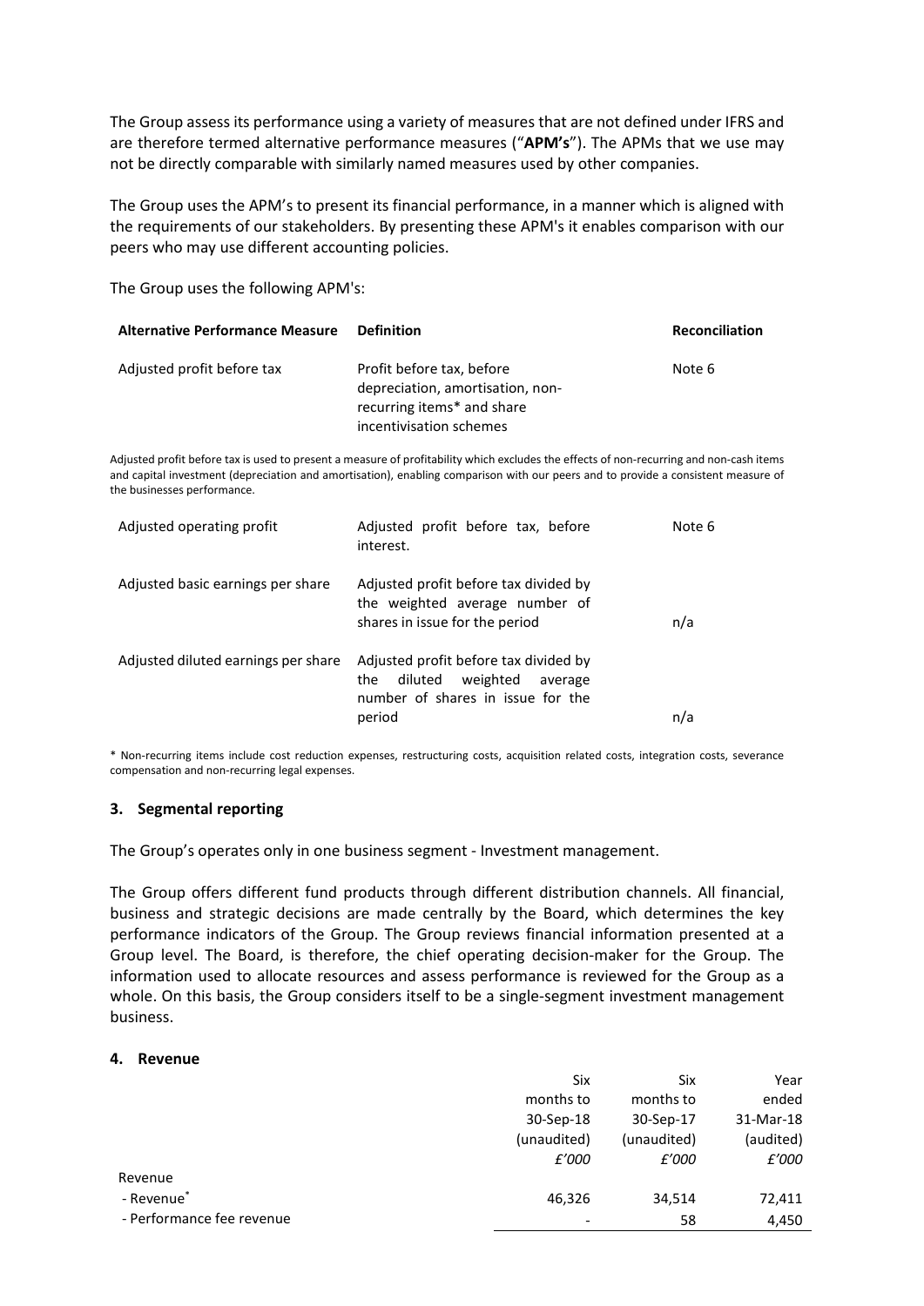The Group assess its performance using a variety of measures that are not defined under IFRS and are therefore termed alternative performance measures ("**APM's**"). The APMs that we use may not be directly comparable with similarly named measures used by other companies.

The Group uses the APM's to present its financial performance, in a manner which is aligned with the requirements of our stakeholders. By presenting these APM's it enables comparison with our peers who may use different accounting policies.

The Group uses the following APM's:

| Alternative Performance Measure | Definition | Reconciliation |
|---|---|---|
| Adjusted profit before tax | Profit before tax, before depreciation, amortisation, non-recurring items* and share incentivisation schemes | Note 6 |

Adjusted profit before tax is used to present a measure of profitability which excludes the effects of non-recurring and non-cash items and capital investment (depreciation and amortisation), enabling comparison with our peers and to provide a consistent measure of the businesses performance.

| Alternative Performance Measure | Definition | Reconciliation |
|---|---|---|
| Adjusted operating profit | Adjusted profit before tax, before interest. | Note 6 |
| Adjusted basic earnings per share | Adjusted profit before tax divided by the weighted average number of shares in issue for the period | n/a |
| Adjusted diluted earnings per share | Adjusted profit before tax divided by the diluted weighted average number of shares in issue for the period | n/a |

\* Non-recurring items include cost reduction expenses, restructuring costs, acquisition related costs, integration costs, severance compensation and non-recurring legal expenses.

### 3. Segmental reporting

The Group's operates only in one business segment - Investment management.

The Group offers different fund products through different distribution channels. All financial, business and strategic decisions are made centrally by the Board, which determines the key performance indicators of the Group. The Group reviews financial information presented at a Group level. The Board, is therefore, the chief operating decision-maker for the Group. The information used to allocate resources and assess performance is reviewed for the Group as a whole. On this basis, the Group considers itself to be a single-segment investment management business.

### 4. Revenue

| | Six months to 30-Sep-18 (unaudited) *£'000* | Six months to 30-Sep-17 (unaudited) *£'000* | Year ended 31-Mar-18 (audited) *£'000* |
|---|---|---|---|
| Revenue | | | |
| - Revenue* | 46,326 | 34,514 | 72,411 |
| - Performance fee revenue | - | 58 | 4,450 |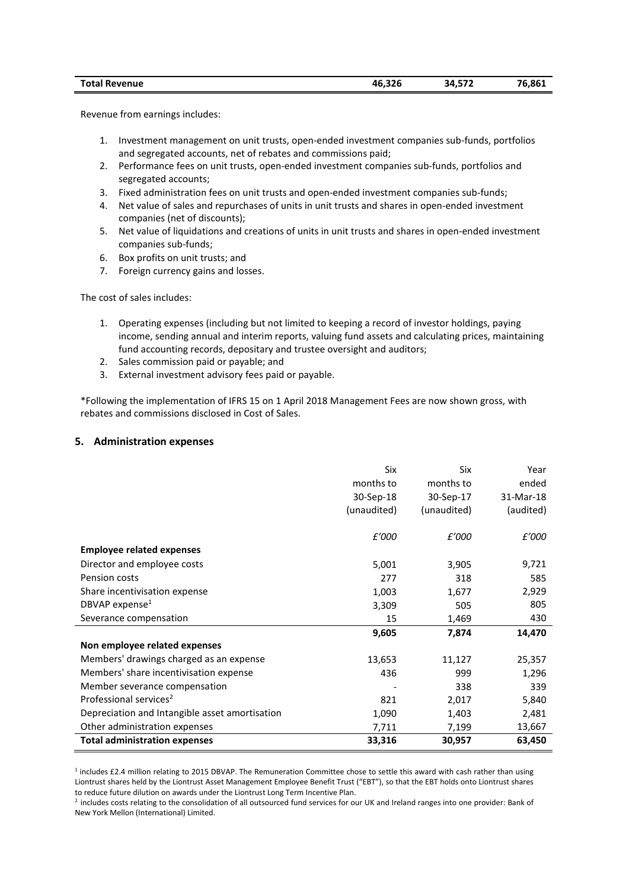| **Total Revenue** | **46,326** | **34,572** | **76,861** |
|---|---|---|---|

Revenue from earnings includes:

1. Investment management on unit trusts, open-ended investment companies sub-funds, portfolios and segregated accounts, net of rebates and commissions paid;
2. Performance fees on unit trusts, open-ended investment companies sub-funds, portfolios and segregated accounts;
3. Fixed administration fees on unit trusts and open-ended investment companies sub-funds;
4. Net value of sales and repurchases of units in unit trusts and shares in open-ended investment companies (net of discounts);
5. Net value of liquidations and creations of units in unit trusts and shares in open-ended investment companies sub-funds;
6. Box profits on unit trusts; and
7. Foreign currency gains and losses.

The cost of sales includes:

1. Operating expenses (including but not limited to keeping a record of investor holdings, paying income, sending annual and interim reports, valuing fund assets and calculating prices, maintaining fund accounting records, depositary and trustee oversight and auditors;
2. Sales commission paid or payable; and
3. External investment advisory fees paid or payable.

*Following the implementation of IFRS 15 on 1 April 2018 Management Fees are now shown gross, with rebates and commissions disclosed in Cost of Sales.

## 5. Administration expenses

| | Six months to 30-Sep-18 (unaudited) | Six months to 30-Sep-17 (unaudited) | Year ended 31-Mar-18 (audited) |
|---|---|---|---|
| | *£'000* | *£'000* | *£'000* |
| **Employee related expenses** | | | |
| Director and employee costs | 5,001 | 3,905 | 9,721 |
| Pension costs | 277 | 318 | 585 |
| Share incentivisation expense | 1,003 | 1,677 | 2,929 |
| DBVAP expense[1] | 3,309 | 505 | 805 |
| Severance compensation | 15 | 1,469 | 430 |
| | **9,605** | **7,874** | **14,470** |
| **Non employee related expenses** | | | |
| Members' drawings charged as an expense | 13,653 | 11,127 | 25,357 |
| Members' share incentivisation expense | 436 | 999 | 1,296 |
| Member severance compensation | - | 338 | 339 |
| Professional services[2] | 821 | 2,017 | 5,840 |
| Depreciation and Intangible asset amortisation | 1,090 | 1,403 | 2,481 |
| Other administration expenses | 7,711 | 7,199 | 13,667 |
| **Total administration expenses** | **33,316** | **30,957** | **63,450** |

[1] includes £2.4 million relating to 2015 DBVAP. The Remuneration Committee chose to settle this award with cash rather than using Liontrust shares held by the Liontrust Asset Management Employee Benefit Trust ("EBT"), so that the EBT holds onto Liontrust shares to reduce future dilution on awards under the Liontrust Long Term Incentive Plan.

[2] includes costs relating to the consolidation of all outsourced fund services for our UK and Ireland ranges into one provider: Bank of New York Mellon (International) Limited.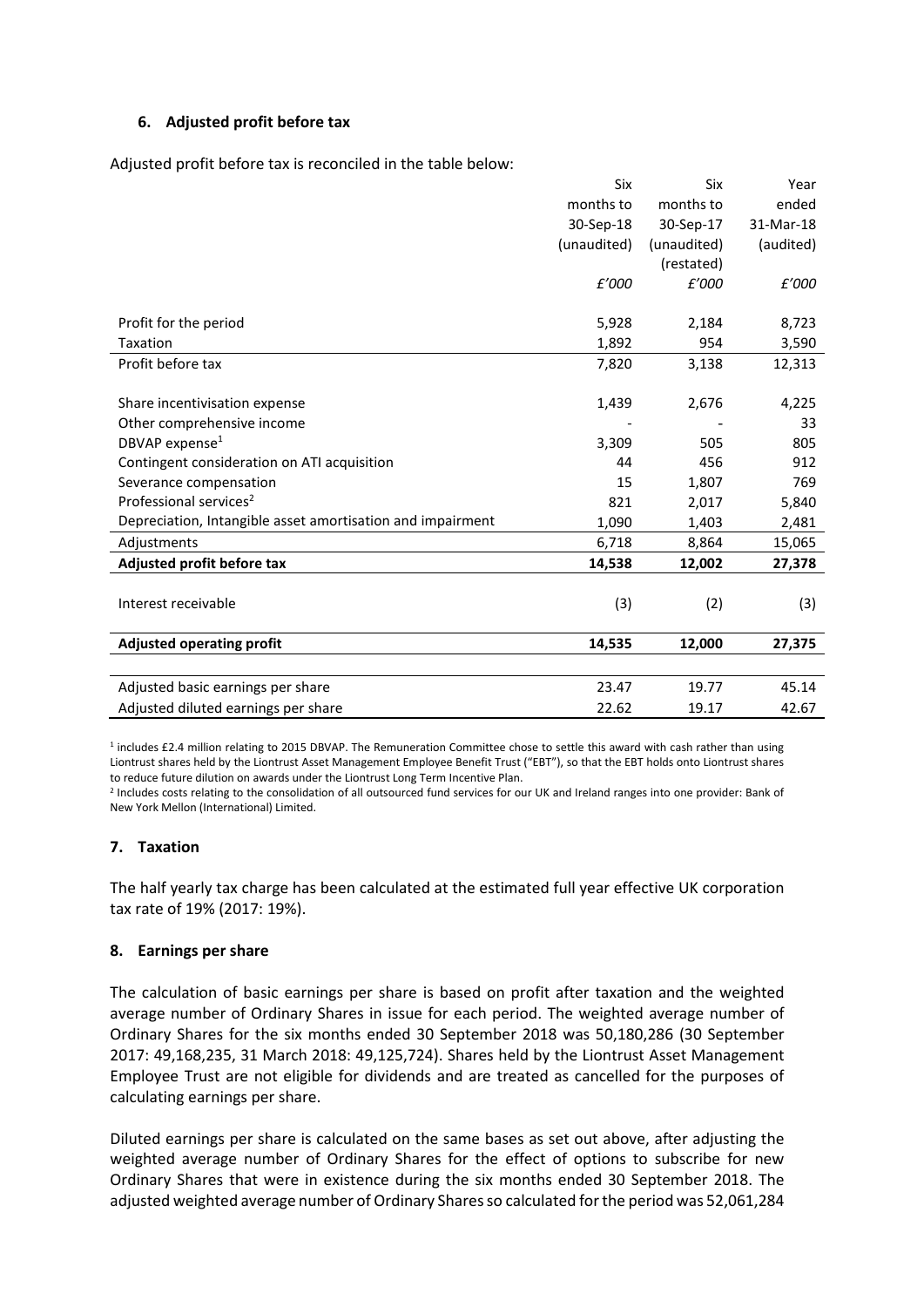### 6. Adjusted profit before tax

Adjusted profit before tax is reconciled in the table below:

| | Six months to 30-Sep-18 (unaudited) | Six months to 30-Sep-17 (unaudited) (restated) | Year ended 31-Mar-18 (audited) |
|---|---|---|---|
| | *£'000* | *£'000* | *£'000* |
| Profit for the period | 5,928 | 2,184 | 8,723 |
| Taxation | 1,892 | 954 | 3,590 |
| Profit before tax | 7,820 | 3,138 | 12,313 |
| | | | |
| Share incentivisation expense | 1,439 | 2,676 | 4,225 |
| Other comprehensive income | - | - | 33 |
| DBVAP expense[1] | 3,309 | 505 | 805 |
| Contingent consideration on ATI acquisition | 44 | 456 | 912 |
| Severance compensation | 15 | 1,807 | 769 |
| Professional services[2] | 821 | 2,017 | 5,840 |
| Depreciation, Intangible asset amortisation and impairment | 1,090 | 1,403 | 2,481 |
| Adjustments | 6,718 | 8,864 | 15,065 |
| **Adjusted profit before tax** | **14,538** | **12,002** | **27,378** |
| | | | |
| Interest receivable | (3) | (2) | (3) |
| | | | |
| **Adjusted operating profit** | **14,535** | **12,000** | **27,375** |
| | | | |
| Adjusted basic earnings per share | 23.47 | 19.77 | 45.14 |
| Adjusted diluted earnings per share | 22.62 | 19.17 | 42.67 |

[1] includes £2.4 million relating to 2015 DBVAP. The Remuneration Committee chose to settle this award with cash rather than using Liontrust shares held by the Liontrust Asset Management Employee Benefit Trust ("EBT"), so that the EBT holds onto Liontrust shares to reduce future dilution on awards under the Liontrust Long Term Incentive Plan.

[2] Includes costs relating to the consolidation of all outsourced fund services for our UK and Ireland ranges into one provider: Bank of New York Mellon (International) Limited.

### 7. Taxation

The half yearly tax charge has been calculated at the estimated full year effective UK corporation tax rate of 19% (2017: 19%).

### 8. Earnings per share

The calculation of basic earnings per share is based on profit after taxation and the weighted average number of Ordinary Shares in issue for each period. The weighted average number of Ordinary Shares for the six months ended 30 September 2018 was 50,180,286 (30 September 2017: 49,168,235, 31 March 2018: 49,125,724). Shares held by the Liontrust Asset Management Employee Trust are not eligible for dividends and are treated as cancelled for the purposes of calculating earnings per share.

Diluted earnings per share is calculated on the same bases as set out above, after adjusting the weighted average number of Ordinary Shares for the effect of options to subscribe for new Ordinary Shares that were in existence during the six months ended 30 September 2018. The adjusted weighted average number of Ordinary Shares so calculated for the period was 52,061,284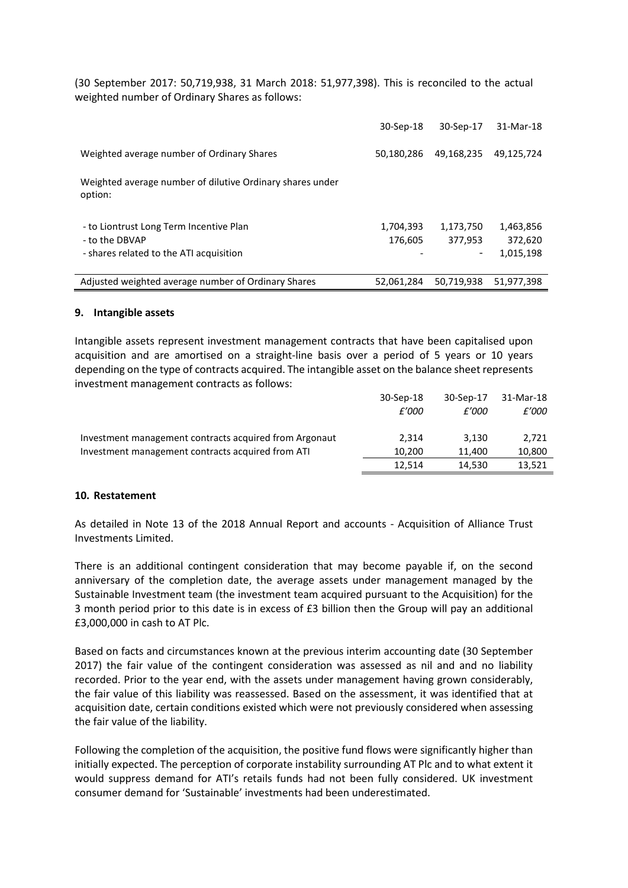(30 September 2017: 50,719,938, 31 March 2018: 51,977,398). This is reconciled to the actual weighted number of Ordinary Shares as follows:

| | 30-Sep-18 | 30-Sep-17 | 31-Mar-18 |
|---|---|---|---|
| Weighted average number of Ordinary Shares | 50,180,286 | 49,168,235 | 49,125,724 |
| Weighted average number of dilutive Ordinary shares under option: | | | |
| - to Liontrust Long Term Incentive Plan | 1,704,393 | 1,173,750 | 1,463,856 |
| - to the DBVAP | 176,605 | 377,953 | 372,620 |
| - shares related to the ATI acquisition | - | - | 1,015,198 |
| Adjusted weighted average number of Ordinary Shares | 52,061,284 | 50,719,938 | 51,977,398 |

## 9. Intangible assets

Intangible assets represent investment management contracts that have been capitalised upon acquisition and are amortised on a straight-line basis over a period of 5 years or 10 years depending on the type of contracts acquired. The intangible asset on the balance sheet represents investment management contracts as follows:

| | 30-Sep-18 | 30-Sep-17 | 31-Mar-18 |
|---|---|---|---|
| | *£'000* | *£'000* | *£'000* |
| Investment management contracts acquired from Argonaut | 2,314 | 3,130 | 2,721 |
| Investment management contracts acquired from ATI | 10,200 | 11,400 | 10,800 |
| | 12,514 | 14,530 | 13,521 |

## 10. Restatement

As detailed in Note 13 of the 2018 Annual Report and accounts - Acquisition of Alliance Trust Investments Limited.

There is an additional contingent consideration that may become payable if, on the second anniversary of the completion date, the average assets under management managed by the Sustainable Investment team (the investment team acquired pursuant to the Acquisition) for the 3 month period prior to this date is in excess of £3 billion then the Group will pay an additional £3,000,000 in cash to AT Plc.

Based on facts and circumstances known at the previous interim accounting date (30 September 2017) the fair value of the contingent consideration was assessed as nil and and no liability recorded. Prior to the year end, with the assets under management having grown considerably, the fair value of this liability was reassessed. Based on the assessment, it was identified that at acquisition date, certain conditions existed which were not previously considered when assessing the fair value of the liability.

Following the completion of the acquisition, the positive fund flows were significantly higher than initially expected. The perception of corporate instability surrounding AT Plc and to what extent it would suppress demand for ATI's retails funds had not been fully considered. UK investment consumer demand for 'Sustainable' investments had been underestimated.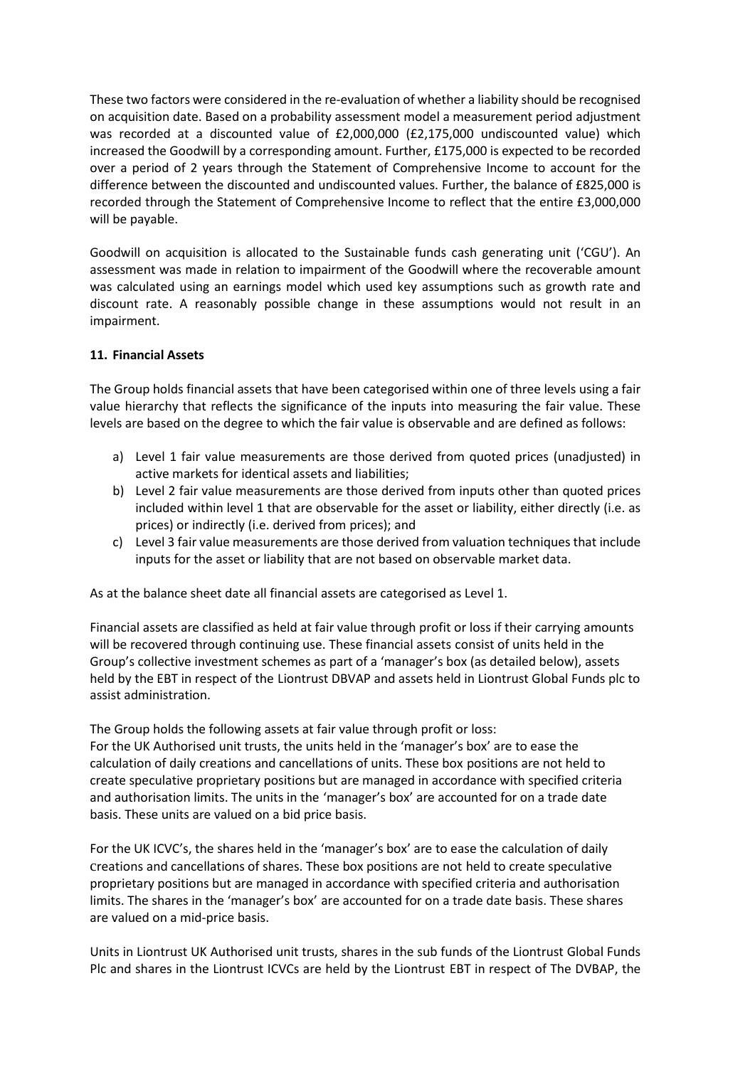These two factors were considered in the re-evaluation of whether a liability should be recognised on acquisition date. Based on a probability assessment model a measurement period adjustment was recorded at a discounted value of £2,000,000 (£2,175,000 undiscounted value) which increased the Goodwill by a corresponding amount. Further, £175,000 is expected to be recorded over a period of 2 years through the Statement of Comprehensive Income to account for the difference between the discounted and undiscounted values. Further, the balance of £825,000 is recorded through the Statement of Comprehensive Income to reflect that the entire £3,000,000 will be payable.

Goodwill on acquisition is allocated to the Sustainable funds cash generating unit ('CGU'). An assessment was made in relation to impairment of the Goodwill where the recoverable amount was calculated using an earnings model which used key assumptions such as growth rate and discount rate. A reasonably possible change in these assumptions would not result in an impairment.

**11. Financial Assets**

The Group holds financial assets that have been categorised within one of three levels using a fair value hierarchy that reflects the significance of the inputs into measuring the fair value. These levels are based on the degree to which the fair value is observable and are defined as follows:

a) Level 1 fair value measurements are those derived from quoted prices (unadjusted) in active markets for identical assets and liabilities;
b) Level 2 fair value measurements are those derived from inputs other than quoted prices included within level 1 that are observable for the asset or liability, either directly (i.e. as prices) or indirectly (i.e. derived from prices); and
c) Level 3 fair value measurements are those derived from valuation techniques that include inputs for the asset or liability that are not based on observable market data.

As at the balance sheet date all financial assets are categorised as Level 1.

Financial assets are classified as held at fair value through profit or loss if their carrying amounts will be recovered through continuing use. These financial assets consist of units held in the Group's collective investment schemes as part of a 'manager's box (as detailed below), assets held by the EBT in respect of the Liontrust DBVAP and assets held in Liontrust Global Funds plc to assist administration.

The Group holds the following assets at fair value through profit or loss:
For the UK Authorised unit trusts, the units held in the 'manager's box' are to ease the calculation of daily creations and cancellations of units. These box positions are not held to create speculative proprietary positions but are managed in accordance with specified criteria and authorisation limits. The units in the 'manager's box' are accounted for on a trade date basis. These units are valued on a bid price basis.

For the UK ICVC's, the shares held in the 'manager's box' are to ease the calculation of daily creations and cancellations of shares. These box positions are not held to create speculative proprietary positions but are managed in accordance with specified criteria and authorisation limits. The shares in the 'manager's box' are accounted for on a trade date basis. These shares are valued on a mid-price basis.

Units in Liontrust UK Authorised unit trusts, shares in the sub funds of the Liontrust Global Funds Plc and shares in the Liontrust ICVCs are held by the Liontrust EBT in respect of The DVBAP, the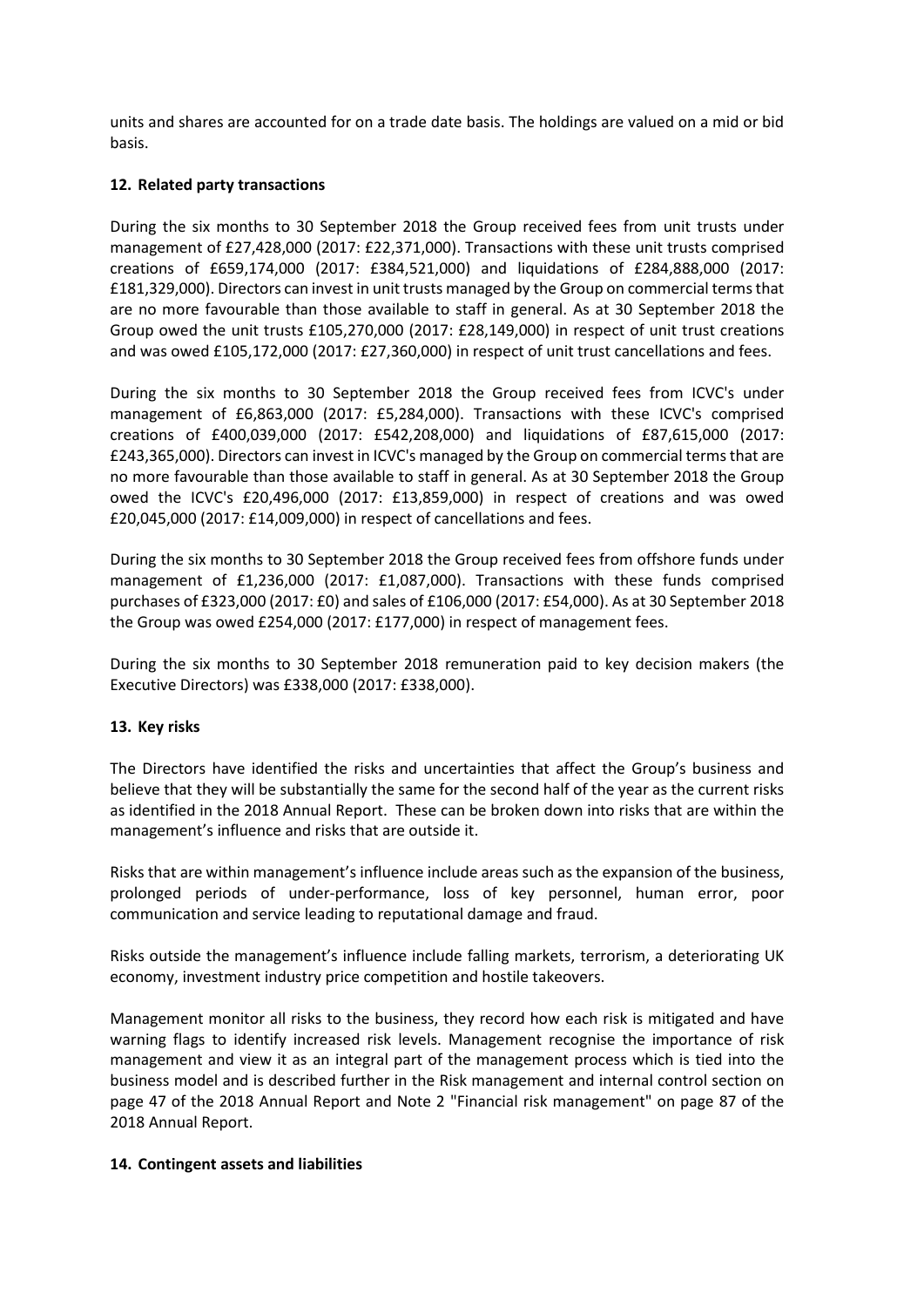units and shares are accounted for on a trade date basis. The holdings are valued on a mid or bid basis.

## 12. Related party transactions

During the six months to 30 September 2018 the Group received fees from unit trusts under management of £27,428,000 (2017: £22,371,000). Transactions with these unit trusts comprised creations of £659,174,000 (2017: £384,521,000) and liquidations of £284,888,000 (2017: £181,329,000). Directors can invest in unit trusts managed by the Group on commercial terms that are no more favourable than those available to staff in general. As at 30 September 2018 the Group owed the unit trusts £105,270,000 (2017: £28,149,000) in respect of unit trust creations and was owed £105,172,000 (2017: £27,360,000) in respect of unit trust cancellations and fees.

During the six months to 30 September 2018 the Group received fees from ICVC's under management of £6,863,000 (2017: £5,284,000). Transactions with these ICVC's comprised creations of £400,039,000 (2017: £542,208,000) and liquidations of £87,615,000 (2017: £243,365,000). Directors can invest in ICVC's managed by the Group on commercial terms that are no more favourable than those available to staff in general. As at 30 September 2018 the Group owed the ICVC's £20,496,000 (2017: £13,859,000) in respect of creations and was owed £20,045,000 (2017: £14,009,000) in respect of cancellations and fees.

During the six months to 30 September 2018 the Group received fees from offshore funds under management of £1,236,000 (2017: £1,087,000). Transactions with these funds comprised purchases of £323,000 (2017: £0) and sales of £106,000 (2017: £54,000). As at 30 September 2018 the Group was owed £254,000 (2017: £177,000) in respect of management fees.

During the six months to 30 September 2018 remuneration paid to key decision makers (the Executive Directors) was £338,000 (2017: £338,000).

## 13. Key risks

The Directors have identified the risks and uncertainties that affect the Group's business and believe that they will be substantially the same for the second half of the year as the current risks as identified in the 2018 Annual Report. These can be broken down into risks that are within the management's influence and risks that are outside it.

Risks that are within management's influence include areas such as the expansion of the business, prolonged periods of under-performance, loss of key personnel, human error, poor communication and service leading to reputational damage and fraud.

Risks outside the management's influence include falling markets, terrorism, a deteriorating UK economy, investment industry price competition and hostile takeovers.

Management monitor all risks to the business, they record how each risk is mitigated and have warning flags to identify increased risk levels. Management recognise the importance of risk management and view it as an integral part of the management process which is tied into the business model and is described further in the Risk management and internal control section on page 47 of the 2018 Annual Report and Note 2 "Financial risk management" on page 87 of the 2018 Annual Report.

## 14. Contingent assets and liabilities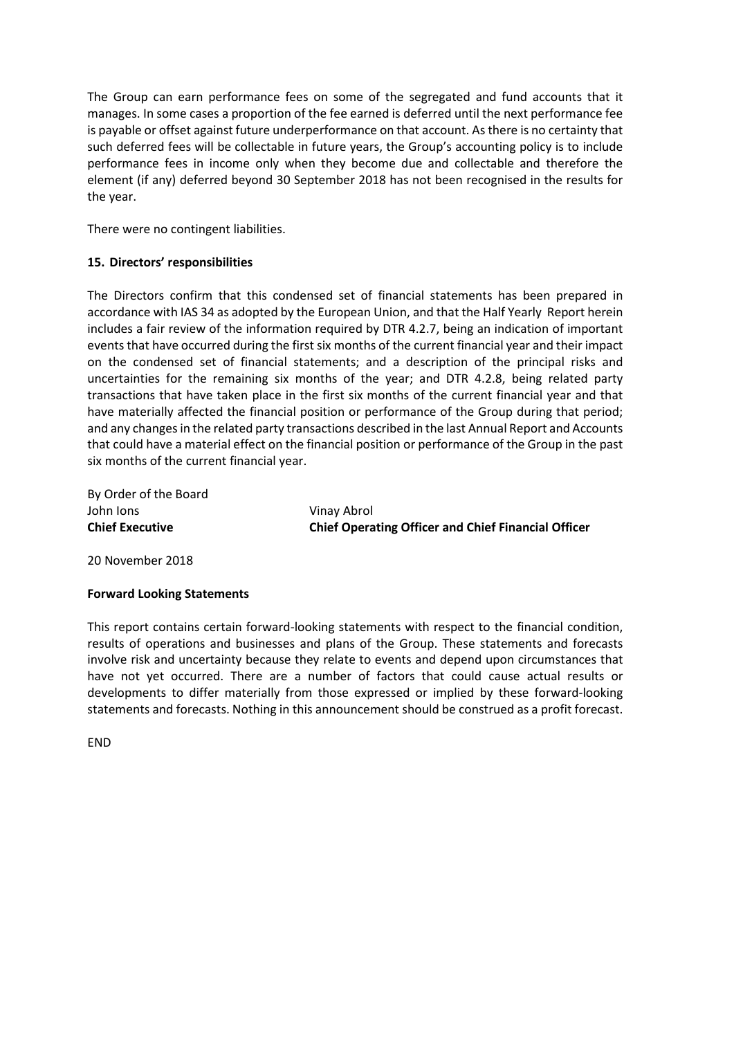The Group can earn performance fees on some of the segregated and fund accounts that it manages. In some cases a proportion of the fee earned is deferred until the next performance fee is payable or offset against future underperformance on that account. As there is no certainty that such deferred fees will be collectable in future years, the Group's accounting policy is to include performance fees in income only when they become due and collectable and therefore the element (if any) deferred beyond 30 September 2018 has not been recognised in the results for the year.

There were no contingent liabilities.

**15. Directors' responsibilities**

The Directors confirm that this condensed set of financial statements has been prepared in accordance with IAS 34 as adopted by the European Union, and that the Half Yearly Report herein includes a fair review of the information required by DTR 4.2.7, being an indication of important events that have occurred during the first six months of the current financial year and their impact on the condensed set of financial statements; and a description of the principal risks and uncertainties for the remaining six months of the year; and DTR 4.2.8, being related party transactions that have taken place in the first six months of the current financial year and that have materially affected the financial position or performance of the Group during that period; and any changes in the related party transactions described in the last Annual Report and Accounts that could have a material effect on the financial position or performance of the Group in the past six months of the current financial year.

By Order of the Board

| | |
|---|---|
| John Ions | Vinay Abrol |
| **Chief Executive** | **Chief Operating Officer and Chief Financial Officer** |

20 November 2018

**Forward Looking Statements**

This report contains certain forward-looking statements with respect to the financial condition, results of operations and businesses and plans of the Group. These statements and forecasts involve risk and uncertainty because they relate to events and depend upon circumstances that have not yet occurred. There are a number of factors that could cause actual results or developments to differ materially from those expressed or implied by these forward-looking statements and forecasts. Nothing in this announcement should be construed as a profit forecast.

END